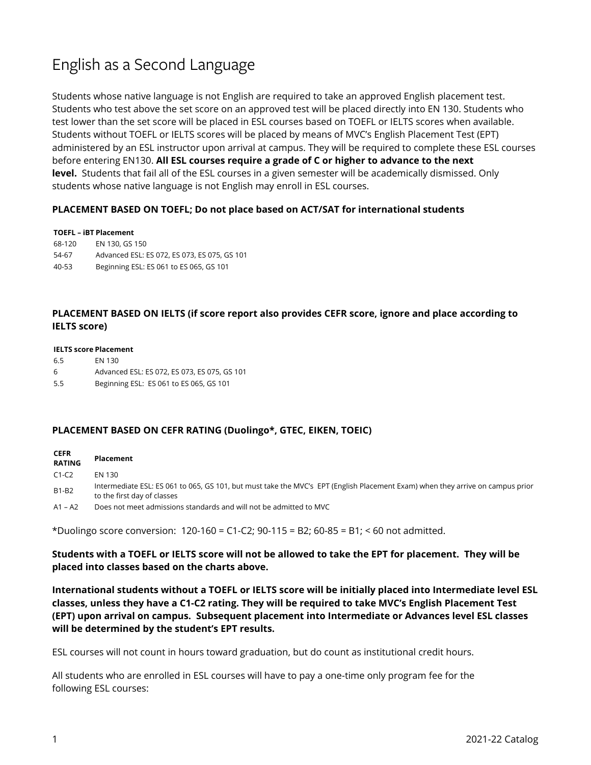# English as a Second Language

Students whose native language is not English are required to take an approved English placement test. Students who test above the set score on an approved test will be placed directly into EN 130. Students who test lower than the set score will be placed in ESL courses based on TOEFL or IELTS scores when available. Students without TOEFL or IELTS scores will be placed by means of MVC's English Placement Test (EPT) administered by an ESL instructor upon arrival at campus. They will be required to complete these ESL courses before entering EN130. **All ESL courses require a grade of C or higher to advance to the next level.** Students that fail all of the ESL courses in a given semester will be academically dismissed. Only students whose native language is not English may enroll in ESL courses.

**PLACEMENT BASED ON TOEFL; Do not place based on ACT/SAT for international students**

| TOEFL – iBT | Placement |
|---|---|
| 68-120 | EN 130, GS 150 |
| 54-67 | Advanced ESL: ES 072, ES 073, ES 075, GS 101 |
| 40-53 | Beginning ESL: ES 061 to ES 065, GS 101 |

**PLACEMENT BASED ON IELTS (if score report also provides CEFR score, ignore and place according to IELTS score)**

| IELTS score | Placement |
|---|---|
| 6.5 | EN 130 |
| 6 | Advanced ESL: ES 072, ES 073, ES 075, GS 101 |
| 5.5 | Beginning ESL: ES 061 to ES 065, GS 101 |

**PLACEMENT BASED ON CEFR RATING (Duolingo*, GTEC, EIKEN, TOEIC)**

| CEFR RATING | Placement |
|---|---|
| C1-C2 | EN 130 |
| B1-B2 | Intermediate ESL: ES 061 to 065, GS 101, but must take the MVC's EPT (English Placement Exam) when they arrive on campus prior to the first day of classes |
| A1 – A2 | Does not meet admissions standards and will not be admitted to MVC |

*Duolingo score conversion: 120-160 = C1-C2; 90-115 = B2; 60-85 = B1; < 60 not admitted.

**Students with a TOEFL or IELTS score will not be allowed to take the EPT for placement. They will be placed into classes based on the charts above.**

**International students without a TOEFL or IELTS score will be initially placed into Intermediate level ESL classes, unless they have a C1-C2 rating. They will be required to take MVC's English Placement Test (EPT) upon arrival on campus. Subsequent placement into Intermediate or Advances level ESL classes will be determined by the student's EPT results.**

ESL courses will not count in hours toward graduation, but do count as institutional credit hours.

All students who are enrolled in ESL courses will have to pay a one-time only program fee for the following ESL courses: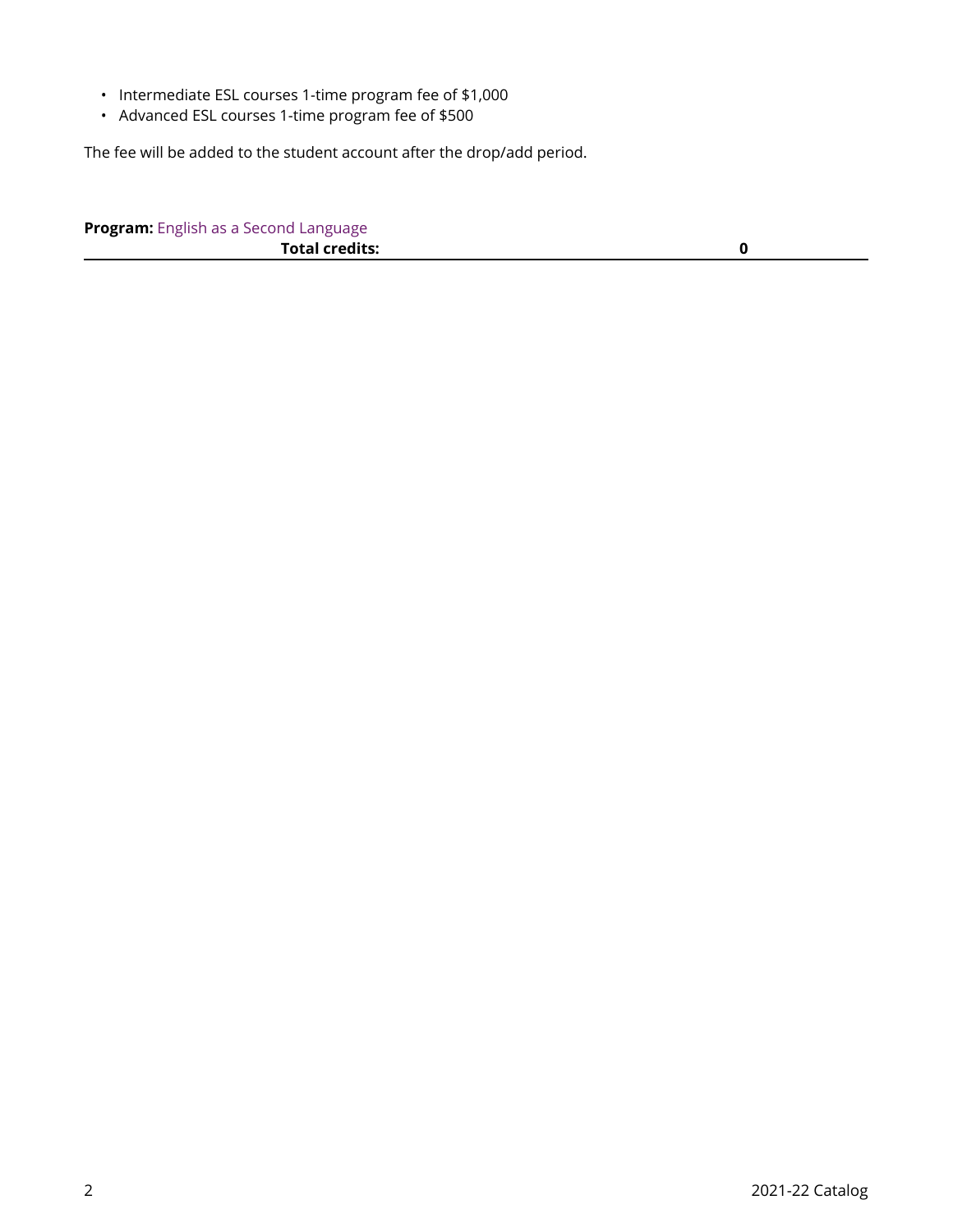- Intermediate ESL courses 1-time program fee of $1,000
- Advanced ESL courses 1-time program fee of $500

The fee will be added to the student account after the drop/add period.

**Program:** English as a Second Language

| | |
|---|---|
| **Total credits:** | **0** |